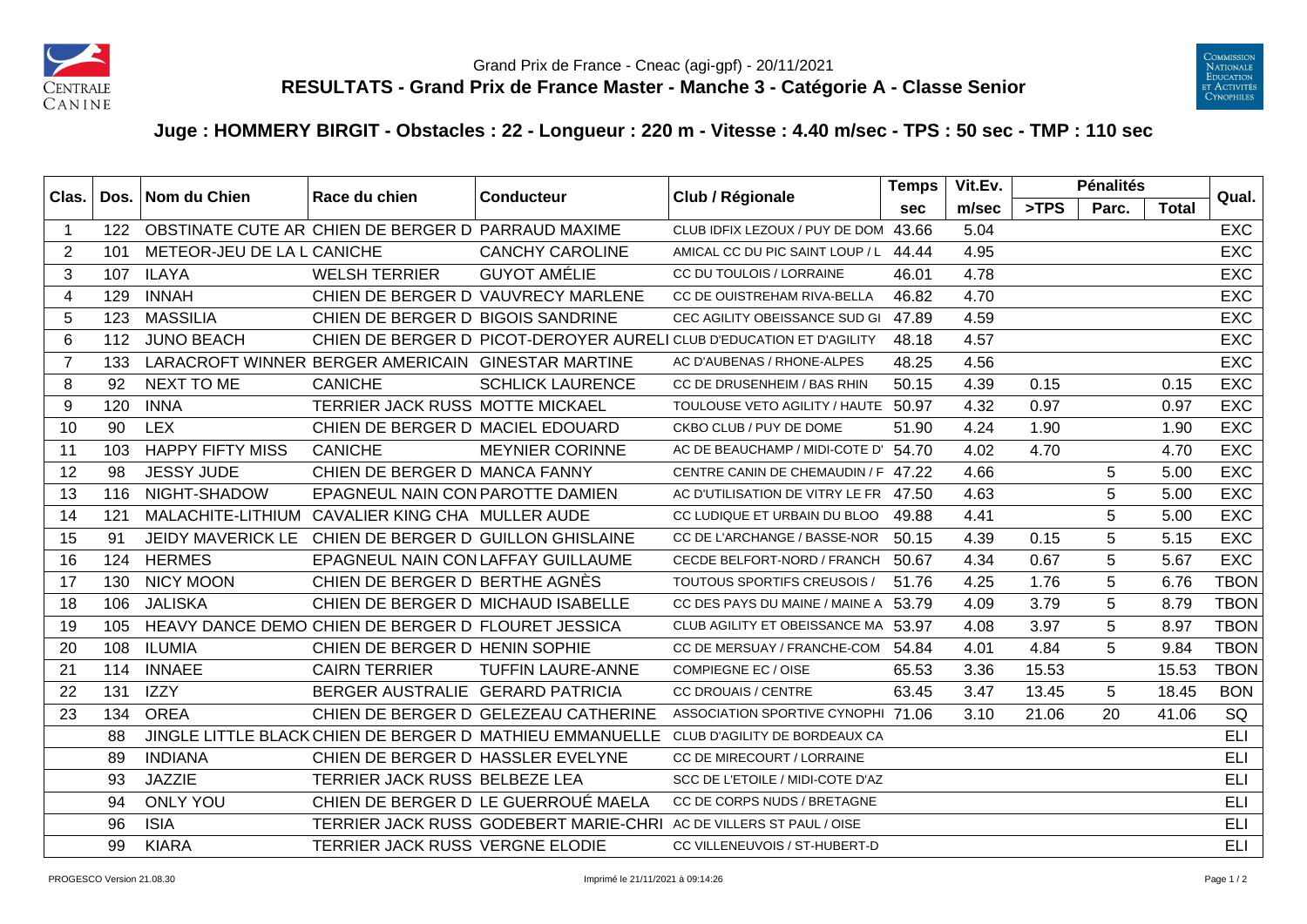Grand Prix de France - Cneac (agi-gpf) - 20/11/2021

# RESULTATS - Grand Prix de France Master - Manche 3 - Catégorie A - Classe Senior

## Juge : HOMMERY BIRGIT - Obstacles : 22 - Longueur : 220 m - Vitesse : 4.40 m/sec - TPS : 50 sec - TMP : 110 sec

| Clas. | Dos. | Nom du Chien | Race du chien | Conducteur | Club / Régionale | Temps | Vit.Ev. | Pénalités | | | Qual. |
|---|---|---|---|---|---|---|---|---|---|---|---|
| | | | | | | sec | m/sec | >TPS | Parc. | Total | |
| 1 | 122 | OBSTINATE CUTE AR | CHIEN DE BERGER D | PARRAUD MAXIME | CLUB IDFIX LEZOUX / PUY DE DOM | 43.66 | 5.04 | | | | EXC |
| 2 | 101 | METEOR-JEU DE LA L | CANICHE | CANCHY CAROLINE | AMICAL CC DU PIC SAINT LOUP / L | 44.44 | 4.95 | | | | EXC |
| 3 | 107 | ILAYA | WELSH TERRIER | GUYOT AMÉLIE | CC DU TOULOIS / LORRAINE | 46.01 | 4.78 | | | | EXC |
| 4 | 129 | INNAH | CHIEN DE BERGER D | VAUVRECY MARLENE | CC DE OUISTREHAM RIVA-BELLA | 46.82 | 4.70 | | | | EXC |
| 5 | 123 | MASSILIA | CHIEN DE BERGER D | BIGOIS SANDRINE | CEC AGILITY OBEISSANCE SUD GI | 47.89 | 4.59 | | | | EXC |
| 6 | 112 | JUNO BEACH | CHIEN DE BERGER D | PICOT-DEROYER AURELI | CLUB D'EDUCATION ET D'AGILITY | 48.18 | 4.57 | | | | EXC |
| 7 | 133 | LARACROFT WINNER | BERGER AMERICAIN | GINESTAR MARTINE | AC D'AUBENAS / RHONE-ALPES | 48.25 | 4.56 | | | | EXC |
| 8 | 92 | NEXT TO ME | CANICHE | SCHLICK LAURENCE | CC DE DRUSENHEIM / BAS RHIN | 50.15 | 4.39 | 0.15 | | 0.15 | EXC |
| 9 | 120 | INNA | TERRIER JACK RUSS | MOTTE MICKAEL | TOULOUSE VETO AGILITY / HAUTE | 50.97 | 4.32 | 0.97 | | 0.97 | EXC |
| 10 | 90 | LEX | CHIEN DE BERGER D | MACIEL EDOUARD | CKBO CLUB / PUY DE DOME | 51.90 | 4.24 | 1.90 | | 1.90 | EXC |
| 11 | 103 | HAPPY FIFTY MISS | CANICHE | MEYNIER CORINNE | AC DE BEAUCHAMP / MIDI-COTE D' | 54.70 | 4.02 | 4.70 | | 4.70 | EXC |
| 12 | 98 | JESSY JUDE | CHIEN DE BERGER D | MANCA FANNY | CENTRE CANIN DE CHEMAUDIN / F | 47.22 | 4.66 | | 5 | 5.00 | EXC |
| 13 | 116 | NIGHT-SHADOW | EPAGNEUL NAIN CON | PAROTTE DAMIEN | AC D'UTILISATION DE VITRY LE FR | 47.50 | 4.63 | | 5 | 5.00 | EXC |
| 14 | 121 | MALACHITE-LITHIUM | CAVALIER KING CHA | MULLER AUDE | CC LUDIQUE ET URBAIN DU BLOO | 49.88 | 4.41 | | 5 | 5.00 | EXC |
| 15 | 91 | JEIDY MAVERICK LE | CHIEN DE BERGER D | GUILLON GHISLAINE | CC DE L'ARCHANGE / BASSE-NOR | 50.15 | 4.39 | 0.15 | 5 | 5.15 | EXC |
| 16 | 124 | HERMES | EPAGNEUL NAIN CON | LAFFAY GUILLAUME | CECDE BELFORT-NORD / FRANCH | 50.67 | 4.34 | 0.67 | 5 | 5.67 | EXC |
| 17 | 130 | NICY MOON | CHIEN DE BERGER D | BERTHE AGNÈS | TOUTOUS SPORTIFS CREUSOIS / | 51.76 | 4.25 | 1.76 | 5 | 6.76 | TBON |
| 18 | 106 | JALISKA | CHIEN DE BERGER D | MICHAUD ISABELLE | CC DES PAYS DU MAINE / MAINE A | 53.79 | 4.09 | 3.79 | 5 | 8.79 | TBON |
| 19 | 105 | HEAVY DANCE DEMO | CHIEN DE BERGER D | FLOURET JESSICA | CLUB AGILITY ET OBEISSANCE MA | 53.97 | 4.08 | 3.97 | 5 | 8.97 | TBON |
| 20 | 108 | ILUMIA | CHIEN DE BERGER D | HENIN SOPHIE | CC DE MERSUAY / FRANCHE-COM | 54.84 | 4.01 | 4.84 | 5 | 9.84 | TBON |
| 21 | 114 | INNAEE | CAIRN TERRIER | TUFFIN LAURE-ANNE | COMPIEGNE EC / OISE | 65.53 | 3.36 | 15.53 | | 15.53 | TBON |
| 22 | 131 | IZZY | BERGER AUSTRALIE | GERARD PATRICIA | CC DROUAIS / CENTRE | 63.45 | 3.47 | 13.45 | 5 | 18.45 | BON |
| 23 | 134 | OREA | CHIEN DE BERGER D | GELEZEAU CATHERINE | ASSOCIATION SPORTIVE CYNOPHI | 71.06 | 3.10 | 21.06 | 20 | 41.06 | SQ |
| | 88 | JINGLE LITTLE BLACK | CHIEN DE BERGER D | MATHIEU EMMANUELLE | CLUB D'AGILITY DE BORDEAUX CA | | | | | | ELI |
| | 89 | INDIANA | CHIEN DE BERGER D | HASSLER EVELYNE | CC DE MIRECOURT / LORRAINE | | | | | | ELI |
| | 93 | JAZZIE | TERRIER JACK RUSS | BELBEZE LEA | SCC DE L'ETOILE / MIDI-COTE D'AZ | | | | | | ELI |
| | 94 | ONLY YOU | CHIEN DE BERGER D | LE GUERROUÉ MAELA | CC DE CORPS NUDS / BRETAGNE | | | | | | ELI |
| | 96 | ISIA | TERRIER JACK RUSS | GODEBERT MARIE-CHRI | AC DE VILLERS ST PAUL / OISE | | | | | | ELI |
| | 99 | KIARA | TERRIER JACK RUSS | VERGNE ELODIE | CC VILLENEUVOIS / ST-HUBERT-D | | | | | | ELI |

PROGESCO Version 21.08.30 — Imprimé le 21/11/2021 à 09:14:26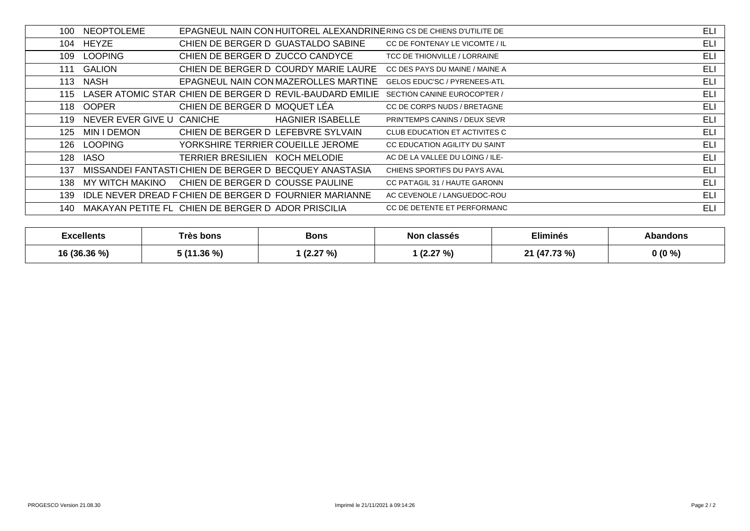| | | | | | |
|---|---|---|---|---|---|
| 100 | NEOPTOLEME | EPAGNEUL NAIN CON | HUITOREL ALEXANDRINE | RING CS DE CHIENS D'UTILITE DE | ELI |
| 104 | HEYZE | CHIEN DE BERGER D | GUASTALDO SABINE | CC DE FONTENAY LE VICOMTE / IL | ELI |
| 109 | LOOPING | CHIEN DE BERGER D | ZUCCO CANDYCE | TCC DE THIONVILLE / LORRAINE | ELI |
| 111 | GALION | CHIEN DE BERGER D | COURDY MARIE LAURE | CC DES PAYS DU MAINE / MAINE A | ELI |
| 113 | NASH | EPAGNEUL NAIN CON | MAZEROLLES MARTINE | GELOS EDUC'SC / PYRENEES-ATL | ELI |
| 115 | LASER ATOMIC STAR | CHIEN DE BERGER D | REVIL-BAUDARD EMILIE | SECTION CANINE EUROCOPTER / | ELI |
| 118 | OOPER | CHIEN DE BERGER D | MOQUET LÉA | CC DE CORPS NUDS / BRETAGNE | ELI |
| 119 | NEVER EVER GIVE U | CANICHE | HAGNIER ISABELLE | PRIN'TEMPS CANINS / DEUX SEVR | ELI |
| 125 | MIN I DEMON | CHIEN DE BERGER D | LEFEBVRE SYLVAIN | CLUB EDUCATION ET ACTIVITES C | ELI |
| 126 | LOOPING | YORKSHIRE TERRIER | COUEILLE JEROME | CC EDUCATION AGILITY DU SAINT | ELI |
| 128 | IASO | TERRIER BRESILIEN | KOCH MELODIE | AC DE LA VALLEE DU LOING / ILE- | ELI |
| 137 | MISSANDEI FANTASTI | CHIEN DE BERGER D | BECQUEY ANASTASIA | CHIENS SPORTIFS DU PAYS AVAL | ELI |
| 138 | MY WITCH MAKINO | CHIEN DE BERGER D | COUSSE PAULINE | CC PAT'AGIL 31 / HAUTE GARONN | ELI |
| 139 | IDLE NEVER DREAD F | CHIEN DE BERGER D | FOURNIER MARIANNE | AC CEVENOLE / LANGUEDOC-ROU | ELI |
| 140 | MAKAYAN PETITE FL | CHIEN DE BERGER D | ADOR PRISCILIA | CC DE DETENTE ET PERFORMANC | ELI |

| Excellents | Très bons | Bons | Non classés | Eliminés | Abandons |
|---|---|---|---|---|---|
| 16 (36.36 %) | 5 (11.36 %) | 1 (2.27 %) | 1 (2.27 %) | 21 (47.73 %) | 0 (0 %) |

PROGESCO Version 21.08.30 — Imprimé le 21/11/2021 à 09:14:26